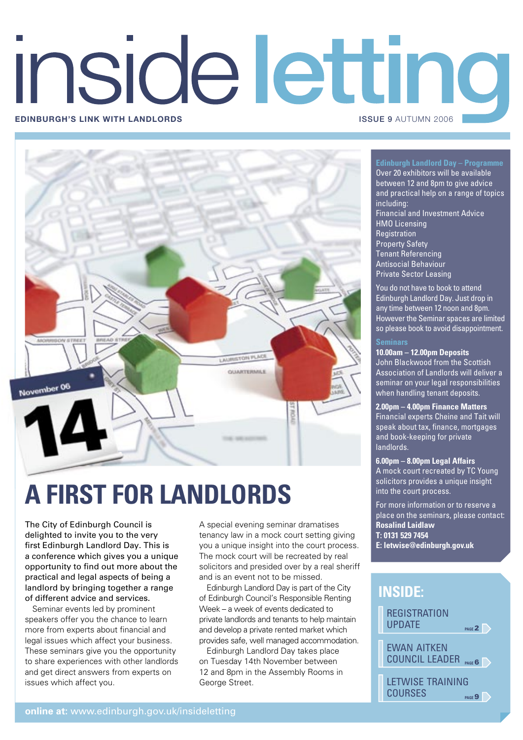# inside letting

**EDINBURGH'S LINK WITH LANDLORDS**

**ISSUE 9** AUTUMN 2006

November 06

14

## A FIRST FOR LANDLORDS

The City of Edinburgh Council is delighted to invite you to the very first Edinburgh Landlord Day. This is a conference which gives you a unique opportunity to find out more about the practical and legal aspects of being a landlord by bringing together a range of different advice and services.

Seminar events led by prominent speakers offer you the chance to learn more from experts about financial and legal issues which affect your business. These seminars give you the opportunity to share experiences with other landlords and get direct answers from experts on issues which affect you.

A special evening seminar dramatises tenancy law in a mock court setting giving you a unique insight into the court process. The mock court will be recreated by real solicitors and presided over by a real sheriff and is an event not to be missed.

Edinburgh Landlord Day is part of the City of Edinburgh Council's Responsible Renting Week – a week of events dedicated to private landlords and tenants to help maintain and develop a private rented market which provides safe, well managed accommodation.

Edinburgh Landlord Day takes place on Tuesday 14th November between 12 and 8pm in the Assembly Rooms in George Street.

### Edinburgh Landlord Day – Programme

Over 20 exhibitors will be available between 12 and 8pm to give advice and practical help on a range of topics including:

- Financial and Investment Advice
- HMO Licensing
- Registration
- Property Safety
- Tenant Referencing
- Antisocial Behaviour
- Private Sector Leasing

You do not have to book to attend Edinburgh Landlord Day. Just drop in any time between 12 noon and 8pm. However the Seminar spaces are limited so please book to avoid disappointment.

### Seminars

**10.00am – 12.00pm Deposits**
John Blackwood from the Scottish Association of Landlords will deliver a seminar on your legal responsibilities when handling tenant deposits.

**2.00pm – 4.00pm Finance Matters**
Financial experts Cheine and Tait will speak about tax, finance, mortgages and book-keeping for private landlords.

**6.00pm – 8.00pm Legal Affairs**
A mock court recreated by TC Young solicitors provides a unique insight into the court process.

For more information or to reserve a place on the seminars, please contact:
**Rosalind Laidlaw**
**T: 0131 529 7454**
**E: letwise@edinburgh.gov.uk**

### INSIDE:

- REGISTRATION UPDATE – PAGE 2
- EWAN AITKEN COUNCIL LEADER – PAGE 6
- LETWISE TRAINING COURSES – PAGE 9

**online at:** www.edinburgh.gov.uk/insideletting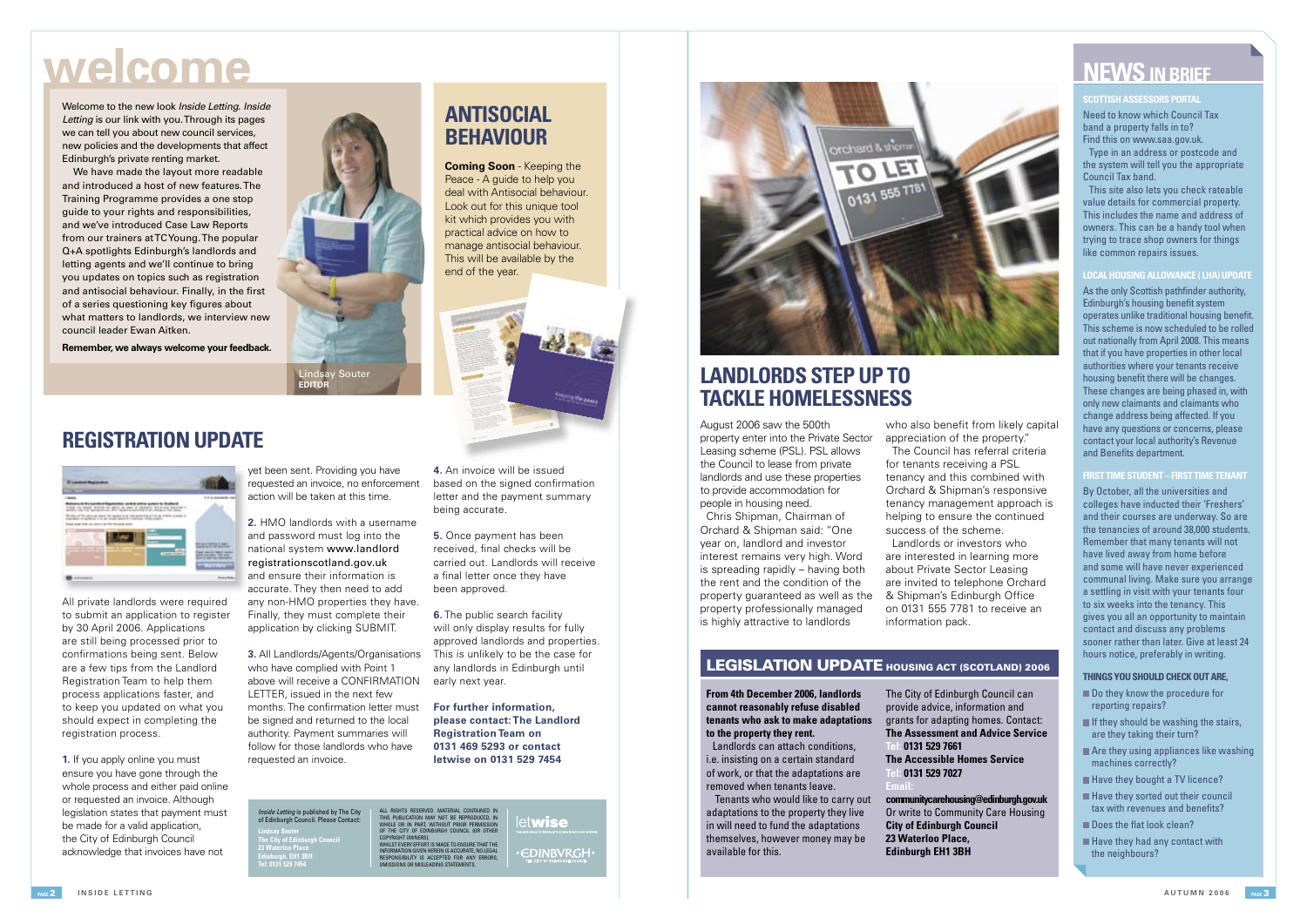# welcome

Welcome to the new look *Inside Letting. Inside Letting* is our link with you. Through its pages we can tell you about new council services, new policies and the developments that affect Edinburgh's private renting market.

We have made the layout more readable and introduced a host of new features. The Training Programme provides a one stop guide to your rights and responsibilities, and we've introduced Case Law Reports from our trainers at TC Young. The popular Q+A spotlights Edinburgh's landlords and letting agents and we'll continue to bring you updates on topics such as registration and antisocial behaviour. Finally, in the first of a series questioning key figures about what matters to landlords, we interview new council leader Ewan Aitken.

**Remember, we always welcome your feedback.**

Lindsay Souter
**EDITOR**

## ANTISOCIAL BEHAVIOUR

**Coming Soon** - Keeping the Peace - A guide to help you deal with Antisocial behaviour. Look out for this unique tool kit which provides you with practical advice on how to manage antisocial behaviour. This will be available by the end of the year.

## REGISTRATION UPDATE

All private landlords were required to submit an application to register by 30 April 2006. Applications are still being processed prior to confirmations being sent. Below are a few tips from the Landlord Registration Team to help them process applications faster, and to keep you updated on what you should expect in completing the registration process.

**1.** If you apply online you must ensure you have gone through the whole process and either paid online or requested an invoice. Although legislation states that payment must be made for a valid application, the City of Edinburgh Council acknowledge that invoices have not yet been sent. Providing you have requested an invoice, no enforcement action will be taken at this time.

**2.** HMO landlords with a username and password must log into the national system www.landlordregistrationscotland.gov.uk and ensure their information is accurate. They then need to add any non-HMO properties they have. Finally, they must complete their application by clicking SUBMIT.

**3.** All Landlords/Agents/Organisations who have complied with Point 1 above will receive a CONFIRMATION LETTER, issued in the next few months. The confirmation letter must be signed and returned to the local authority. Payment summaries will follow for those landlords who have requested an invoice.

**4.** An invoice will be issued based on the signed confirmation letter and the payment summary being accurate.

**5.** Once payment has been received, final checks will be carried out. Landlords will receive a final letter once they have been approved.

**6.** The public search facility will only display results for fully approved landlords and properties. This is unlikely to be the case for any landlords in Edinburgh until early next year.

**For further information, please contact: The Landlord Registration Team on 0131 469 5293 or contact letwise on 0131 529 7454**

*Inside Letting* is published by The City of Edinburgh Council. Please Contact:
Lindsay Souter
The City of Edinburgh Council
23 Waterloo Place
Edinburgh, EH1 3BH
Tel: 0131 529 7454

ALL RIGHTS RESERVED. MATERIAL CONTAINED IN THIS PUBLICATION MAY NOT BE REPRODUCED, IN WHOLE OR IN PART, WITHOUT PRIOR PERMISSION OF THE CITY OF EDINBURGH COUNCIL (OR OTHER COPYRIGHT OWNERS). WHILST EVERY EFFORT IS MADE TO ENSURE THAT THE INFORMATION GIVEN HEREIN IS ACCURATE, NO LEGAL RESPONSIBILITY IS ACCEPTED FOR ANY ERRORS, OMISSIONS OR MISLEADING STATEMENTS.

## LANDLORDS STEP UP TO TACKLE HOMELESSNESS

August 2006 saw the 500th property enter into the Private Sector Leasing scheme (PSL). PSL allows the Council to lease from private landlords and use these properties to provide accommodation for people in housing need.

Chris Shipman, Chairman of Orchard & Shipman said: "One year on, landlord and investor interest remains very high. Word is spreading rapidly – having both the rent and the condition of the property guaranteed as well as the property professionally managed is highly attractive to landlords who also benefit from likely capital appreciation of the property."

The Council has referral criteria for tenants receiving a PSL tenancy and this combined with Orchard & Shipman's responsive tenancy management approach is helping to ensure the continued success of the scheme.

Landlords or investors who are interested in learning more about Private Sector Leasing are invited to telephone Orchard & Shipman's Edinburgh Office on 0131 555 7781 to receive an information pack.

## LEGISLATION UPDATE HOUSING ACT (SCOTLAND) 2006

**From 4th December 2006, landlords cannot reasonably refuse disabled tenants who ask to make adaptations to the property they rent.**

Landlords can attach conditions, i.e. insisting on a certain standard of work, or that the adaptations are removed when tenants leave.

Tenants who would like to carry out adaptations to the property they live in will need to fund the adaptations themselves, however money may be available for this.

The City of Edinburgh Council can provide advice, information and grants for adapting homes. Contact:

**The Assessment and Advice Service**
**Tel: 0131 529 7661**

**The Accessible Homes Service**
**Tel: 0131 529 7027**

**Email:**
**communitycarehousing@edinburgh.gov.uk**

Or write to Community Care Housing
**City of Edinburgh Council**
**23 Waterloo Place,**
**Edinburgh EH1 3BH**

## NEWS IN BRIEF

### SCOTTISH ASSESSORS PORTAL

Need to know which Council Tax band a property falls in to? Find this on www.saa.gov.uk.

Type in an address or postcode and the system will tell you the appropriate Council Tax band.

This site also lets you check rateable value details for commercial property. This includes the name and address of owners. This can be a handy tool when trying to trace shop owners for things like common repairs issues.

### LOCAL HOUSING ALLOWANCE (LHA) UPDATE

As the only Scottish pathfinder authority, Edinburgh's housing benefit system operates unlike traditional housing benefit. This scheme is now scheduled to be rolled out nationally from April 2008. This means that if you have properties in other local authorities where your tenants receive housing benefit there will be changes. These changes are being phased in, with only new claimants and claimants who change address being affected. If you have any questions or concerns, please contact your local authority's Revenue and Benefits department.

### FIRST TIME STUDENT – FIRST TIME TENANT

By October, all the universities and colleges have inducted their 'Freshers' and their courses are underway. So are the tenancies of around 38,000 students. Remember that many tenants will not have lived away from home before and some will have never experienced communal living. Make sure you arrange a settling in visit with your tenants four to six weeks into the tenancy. This gives you all an opportunity to maintain contact and discuss any problems sooner rather than later. Give at least 24 hours notice, preferably in writing.

### THINGS YOU SHOULD CHECK OUT ARE,

- Do they know the procedure for reporting repairs?
- If they should be washing the stairs, are they taking their turn?
- Are they using appliances like washing machines correctly?
- Have they bought a TV licence?
- Have they sorted out their council tax with revenues and benefits?
- Does the flat look clean?
- Have they had any contact with the neighbours?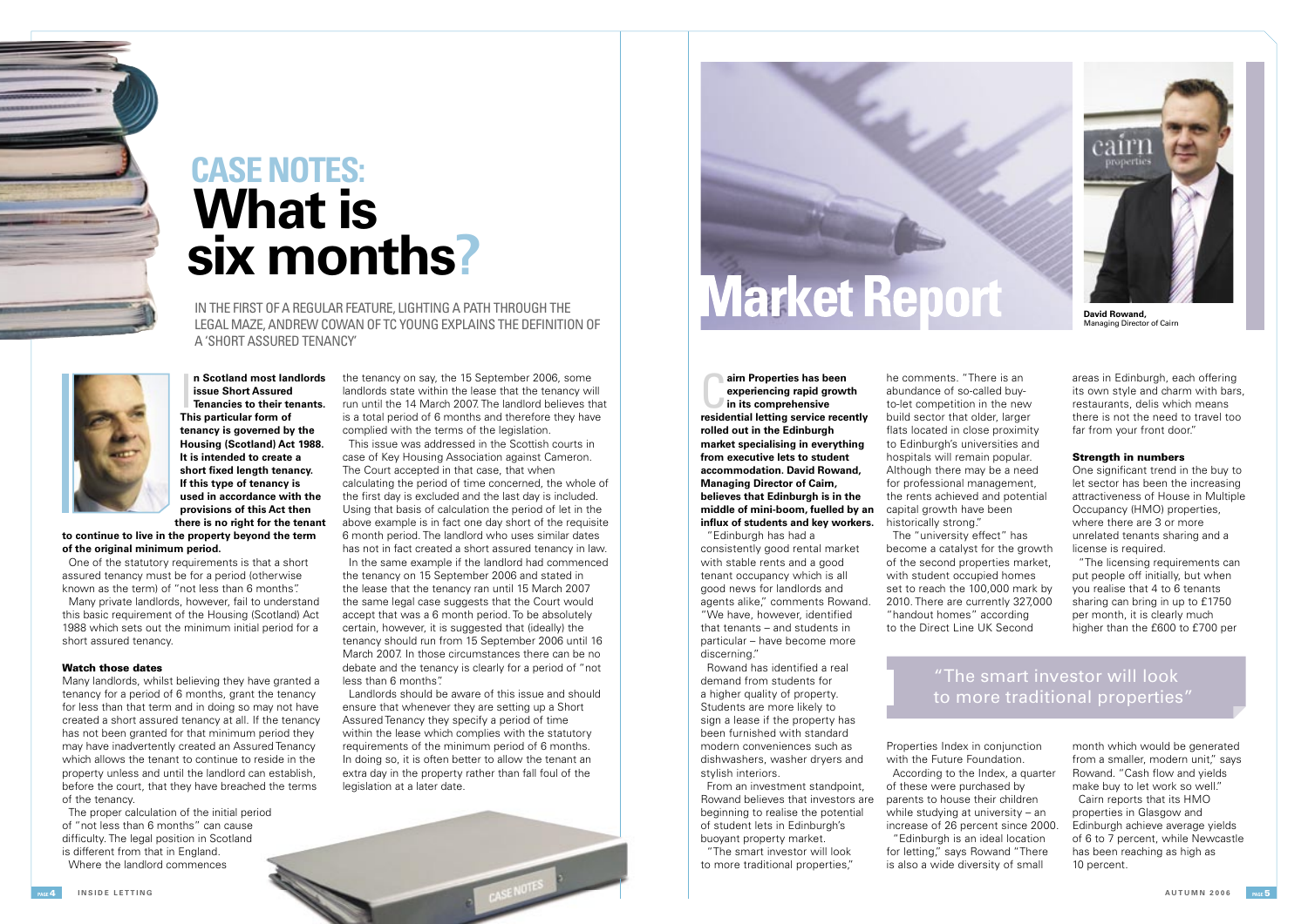# CASE NOTES: What is six months?

IN THE FIRST OF A REGULAR FEATURE, LIGHTING A PATH THROUGH THE LEGAL MAZE, ANDREW COWAN OF TC YOUNG EXPLAINS THE DEFINITION OF A 'SHORT ASSURED TENANCY'

**In Scotland most landlords issue Short Assured Tenancies to their tenants. This particular form of tenancy is governed by the Housing (Scotland) Act 1988. It is intended to create a short fixed length tenancy. If this type of tenancy is used in accordance with the provisions of this Act then there is no right for the tenant to continue to live in the property beyond the term of the original minimum period.**

One of the statutory requirements is that a short assured tenancy must be for a period (otherwise known as the term) of "not less than 6 months".

Many private landlords, however, fail to understand this basic requirement of the Housing (Scotland) Act 1988 which sets out the minimum initial period for a short assured tenancy.

### Watch those dates

Many landlords, whilst believing they have granted a tenancy for a period of 6 months, grant the tenancy for less than that term and in doing so may not have created a short assured tenancy at all. If the tenancy has not been granted for that minimum period they may have inadvertently created an Assured Tenancy which allows the tenant to continue to reside in the property unless and until the landlord can establish, before the court, that they have breached the terms of the tenancy.

The proper calculation of the initial period of "not less than 6 months" can cause difficulty. The legal position in Scotland is different from that in England.

Where the landlord commences the tenancy on say, the 15 September 2006, some landlords state within the lease that the tenancy will run until the 14 March 2007. The landlord believes that is a total period of 6 months and therefore they have complied with the terms of the legislation.

This issue was addressed in the Scottish courts in case of Key Housing Association against Cameron. The Court accepted in that case, that when calculating the period of time concerned, the whole of the first day is excluded and the last day is included. Using that basis of calculation the period of let in the above example is in fact one day short of the requisite 6 month period. The landlord who uses similar dates has not in fact created a short assured tenancy in law.

In the same example if the landlord had commenced the tenancy on 15 September 2006 and stated in the lease that the tenancy ran until 15 March 2007 the same legal case suggests that the Court would accept that was a 6 month period. To be absolutely certain, however, it is suggested that (ideally) the tenancy should run from 15 September 2006 until 16 March 2007. In those circumstances there can be no debate and the tenancy is clearly for a period of "not less than 6 months".

Landlords should be aware of this issue and should ensure that whenever they are setting up a Short Assured Tenancy they specify a period of time within the lease which complies with the statutory requirements of the minimum period of 6 months. In doing so, it is often better to allow the tenant an extra day in the property rather than fall foul of the legislation at a later date.

# Market Report

David Rowand, Managing Director of Cairn

**Cairn Properties has been experiencing rapid growth in its comprehensive residential letting service recently rolled out in the Edinburgh market specialising in everything from executive lets to student accommodation. David Rowand, Managing Director of Cairn, believes that Edinburgh is in the middle of mini-boom, fuelled by an influx of students and key workers.**

"Edinburgh has had a consistently good rental market with stable rents and a good tenant occupancy which is all good news for landlords and agents alike," comments Rowand. "We have, however, identified that tenants – and students in particular – have become more discerning."

Rowand has identified a real demand from students for a higher quality of property. Students are more likely to sign a lease if the property has been furnished with standard modern conveniences such as dishwashers, washer dryers and stylish interiors.

From an investment standpoint, Rowand believes that investors are beginning to realise the potential of student lets in Edinburgh's buoyant property market.

"The smart investor will look to more traditional properties," he comments. "There is an abundance of so-called buy-to-let competition in the new build sector that older, larger flats located in close proximity to Edinburgh's universities and hospitals will remain popular. Although there may be a need for professional management, the rents achieved and potential capital growth have been historically strong."

The "university effect" has become a catalyst for the growth of the second properties market, with student occupied homes set to reach the 100,000 mark by 2010. There are currently 327,000 "handout homes" according to the Direct Line UK Second Properties Index in conjunction with the Future Foundation.

According to the Index, a quarter of these were purchased by parents to house their children while studying at university – an increase of 26 percent since 2000.

"Edinburgh is an ideal location for letting," says Rowand "There is also a wide diversity of small areas in Edinburgh, each offering its own style and charm with bars, restaurants, delis which means there is not the need to travel too far from your front door."

> "The smart investor will look to more traditional properties"

### Strength in numbers

One significant trend in the buy to let sector has been the increasing attractiveness of House in Multiple Occupancy (HMO) properties, where there are 3 or more unrelated tenants sharing and a license is required.

"The licensing requirements can put people off initially, but when you realise that 4 to 6 tenants sharing can bring in up to £1750 per month, it is clearly much higher than the £600 to £700 per month which would be generated from a smaller, modern unit," says Rowand. "Cash flow and yields make buy to let work so well."

Cairn reports that its HMO properties in Glasgow and Edinburgh achieve average yields of 6 to 7 percent, while Newcastle has been reaching as high as 10 percent.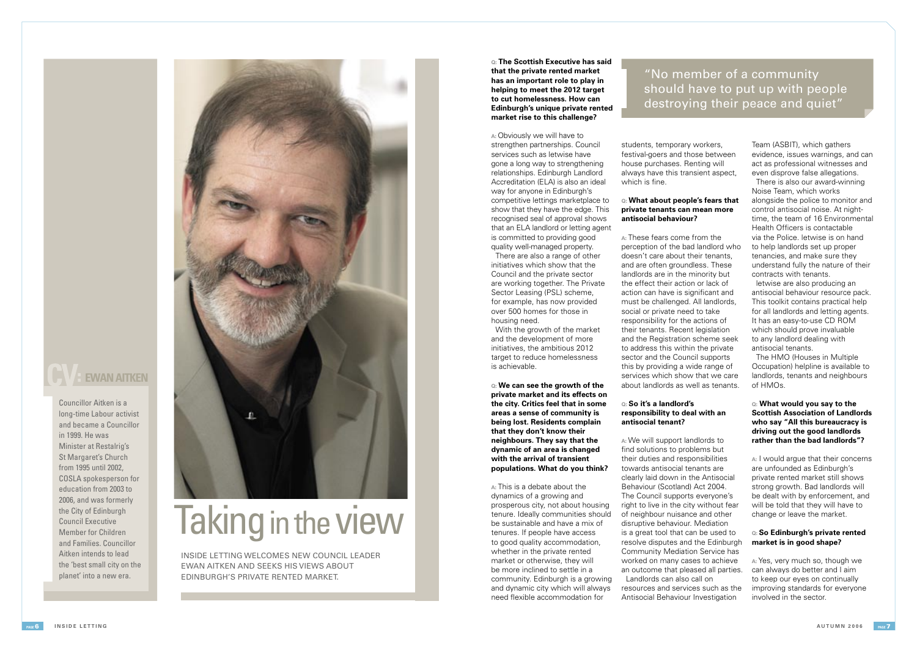# Taking in the view

INSIDE LETTING WELCOMES NEW COUNCIL LEADER EWAN AITKEN AND SEEKS HIS VIEWS ABOUT EDINBURGH'S PRIVATE RENTED MARKET.

## CV: EWAN AITKEN

Councillor Aitken is a long-time Labour activist and became a Councillor in 1999. He was Minister at Restalrig's St Margaret's Church from 1995 until 2002, COSLA spokesperson for education from 2003 to 2006, and was formerly the City of Edinburgh Council Executive Member for Children and Families. Councillor Aitken intends to lead the 'best small city on the planet' into a new era.

**Q: The Scottish Executive has said that the private rented market has an important role to play in helping to meet the 2012 target to cut homelessness. How can Edinburgh's unique private rented market rise to this challenge?**

A: Obviously we will have to strengthen partnerships. Council services such as letwise have gone a long way to strengthening relationships. Edinburgh Landlord Accreditation (ELA) is also an ideal way for anyone in Edinburgh's competitive lettings marketplace to show that they have the edge. This recognised seal of approval shows that an ELA landlord or letting agent is committed to providing good quality well-managed property.

There are also a range of other initiatives which show that the Council and the private sector are working together. The Private Sector Leasing (PSL) scheme, for example, has now provided over 500 homes for those in housing need.

With the growth of the market and the development of more initiatives, the ambitious 2012 target to reduce homelessness is achievable.

**Q: We can see the growth of the private market and its effects on the city. Critics feel that in some areas a sense of community is being lost. Residents complain that they don't know their neighbours. They say that the dynamic of an area is changed with the arrival of transient populations. What do you think?**

A: This is a debate about the dynamics of a growing and prosperous city, not about housing tenure. Ideally communities should be sustainable and have a mix of tenures. If people have access to good quality accommodation, whether in the private rented market or otherwise, they will be more inclined to settle in a community. Edinburgh is a growing and dynamic city which will always need flexible accommodation for students, temporary workers, festival-goers and those between house purchases. Renting will always have this transient aspect, which is fine.

> "No member of a community should have to put up with people destroying their peace and quiet"

**Q: What about people's fears that private tenants can mean more antisocial behaviour?**

A: These fears come from the perception of the bad landlord who doesn't care about their tenants, and are often groundless. These landlords are in the minority but the effect their action or lack of action can have is significant and must be challenged. All landlords, social or private need to take responsibility for the actions of their tenants. Recent legislation and the Registration scheme seek to address this within the private sector and the Council supports this by providing a wide range of services which show that we care about landlords as well as tenants.

**Q: So it's a landlord's responsibility to deal with an antisocial tenant?**

A: We will support landlords to find solutions to problems but their duties and responsibilities towards antisocial tenants are clearly laid down in the Antisocial Behaviour (Scotland) Act 2004. The Council supports everyone's right to live in the city without fear of neighbour nuisance and other disruptive behaviour. Mediation is a great tool that can be used to resolve disputes and the Edinburgh Community Mediation Service has worked on many cases to achieve an outcome that pleased all parties.

Landlords can also call on resources and services such as the Antisocial Behaviour Investigation Team (ASBIT), which gathers evidence, issues warnings, and can act as professional witnesses and even disprove false allegations.

There is also our award-winning Noise Team, which works alongside the police to monitor and control antisocial noise. At night-time, the team of 16 Environmental Health Officers is contactable via the Police. letwise is on hand to help landlords set up proper tenancies, and make sure they understand fully the nature of their contracts with tenants.

letwise are also producing an antisocial behaviour resource pack. This toolkit contains practical help for all landlords and letting agents. It has an easy-to-use CD ROM which should prove invaluable to any landlord dealing with antisocial tenants.

The HMO (Houses in Multiple Occupation) helpline is available to landlords, tenants and neighbours of HMOs.

**Q: What would you say to the Scottish Association of Landlords who say "All this bureaucracy is driving out the good landlords rather than the bad landlords"?**

A: I would argue that their concerns are unfounded as Edinburgh's private rented market still shows strong growth. Bad landlords will be dealt with by enforcement, and will be told that they will have to change or leave the market.

**Q: So Edinburgh's private rented market is in good shape?**

A: Yes, very much so, though we can always do better and I aim to keep our eyes on continually improving standards for everyone involved in the sector.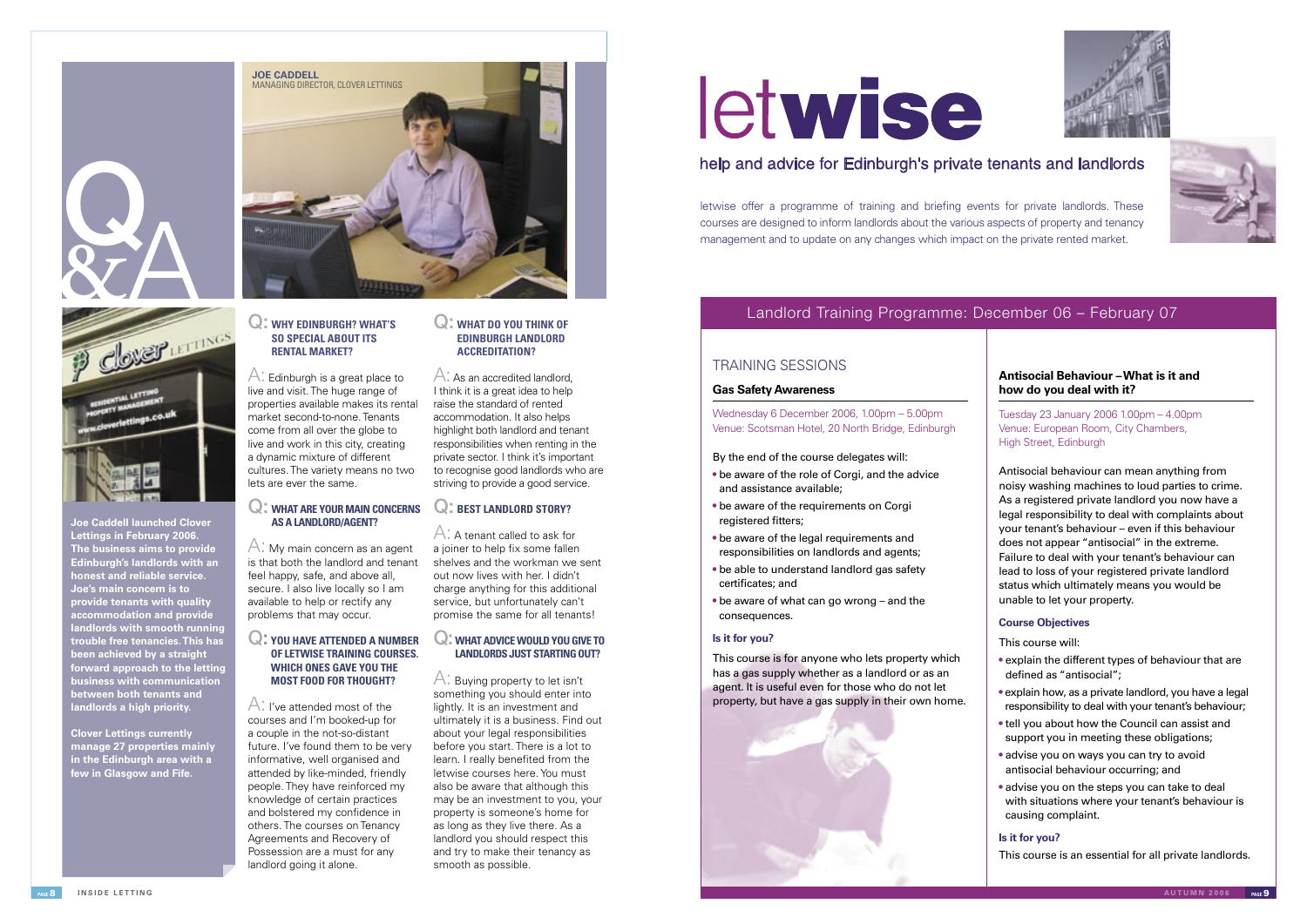# Q&A

**JOE CADDELL**
MANAGING DIRECTOR, CLOVER LETTINGS

**Joe Caddell launched Clover Lettings in February 2006. The business aims to provide Edinburgh's landlords with an honest and reliable service. Joe's main concern is to provide tenants with quality accommodation and provide landlords with smooth running trouble free tenancies. This has been achieved by a straight forward approach to the letting business with communication between both tenants and landlords a high priority.**

**Clover Lettings currently manage 27 properties mainly in the Edinburgh area with a few in Glasgow and Fife.**

### Q: WHY EDINBURGH? WHAT'S SO SPECIAL ABOUT ITS RENTAL MARKET?

A: Edinburgh is a great place to live and visit. The huge range of properties available makes its rental market second-to-none. Tenants come from all over the globe to live and work in this city, creating a dynamic mixture of different cultures. The variety means no two lets are ever the same.

### Q: WHAT ARE YOUR MAIN CONCERNS AS A LANDLORD/AGENT?

A: My main concern as an agent is that both the landlord and tenant feel happy, safe, and above all, secure. I also live locally so I am available to help or rectify any problems that may occur.

### Q: YOU HAVE ATTENDED A NUMBER OF LETWISE TRAINING COURSES. WHICH ONES GAVE YOU THE MOST FOOD FOR THOUGHT?

A: I've attended most of the courses and I'm booked-up for a couple in the not-so-distant future. I've found them to be very informative, well organised and attended by like-minded, friendly people. They have reinforced my knowledge of certain practices and bolstered my confidence in others. The courses on Tenancy Agreements and Recovery of Possession are a must for any landlord going it alone.

### Q: WHAT DO YOU THINK OF EDINBURGH LANDLORD ACCREDITATION?

A: As an accredited landlord, I think it is a great idea to help raise the standard of rented accommodation. It also helps highlight both landlord and tenant responsibilities when renting in the private sector. I think it's important to recognise good landlords who are striving to provide a good service.

### Q: BEST LANDLORD STORY?

A: A tenant called to ask for a joiner to help fix some fallen shelves and the workman we sent out now lives with her. I didn't charge anything for this additional service, but unfortunately can't promise the same for all tenants!

### Q: WHAT ADVICE WOULD YOU GIVE TO LANDLORDS JUST STARTING OUT?

A: Buying property to let isn't something you should enter into lightly. It is an investment and ultimately it is a business. Find out about your legal responsibilities before you start. There is a lot to learn. I really benefited from the letwise courses here. You must also be aware that although this may be an investment to you, your property is someone's home for as long as they live there. As a landlord you should respect this and try to make their tenancy as smooth as possible.

# letwise

help and advice for Edinburgh's private tenants and landlords

letwise offer a programme of training and briefing events for private landlords. These courses are designed to inform landlords about the various aspects of property and tenancy management and to update on any changes which impact on the private rented market.

## Landlord Training Programme: December 06 – February 07

### TRAINING SESSIONS

#### Gas Safety Awareness

Wednesday 6 December 2006, 1.00pm – 5.00pm
Venue: Scotsman Hotel, 20 North Bridge, Edinburgh

By the end of the course delegates will:

- be aware of the role of Corgi, and the advice and assistance available;
- be aware of the requirements on Corgi registered fitters;
- be aware of the legal requirements and responsibilities on landlords and agents;
- be able to understand landlord gas safety certificates; and
- be aware of what can go wrong – and the consequences.

**Is it for you?**

This course is for anyone who lets property which has a gas supply whether as a landlord or as an agent. It is useful even for those who do not let property, but have a gas supply in their own home.

#### Antisocial Behaviour – What is it and how do you deal with it?

Tuesday 23 January 2006 1.00pm – 4.00pm
Venue: European Room, City Chambers, High Street, Edinburgh

Antisocial behaviour can mean anything from noisy washing machines to loud parties to crime. As a registered private landlord you now have a legal responsibility to deal with complaints about your tenant's behaviour – even if this behaviour does not appear "antisocial" in the extreme. Failure to deal with your tenant's behaviour can lead to loss of your registered private landlord status which ultimately means you would be unable to let your property.

**Course Objectives**

This course will:

- explain the different types of behaviour that are defined as "antisocial";
- explain how, as a private landlord, you have a legal responsibility to deal with your tenant's behaviour;
- tell you about how the Council can assist and support you in meeting these obligations;
- advise you on ways you can try to avoid antisocial behaviour occurring; and
- advise you on the steps you can take to deal with situations where your tenant's behaviour is causing complaint.

**Is it for you?**

This course is an essential for all private landlords.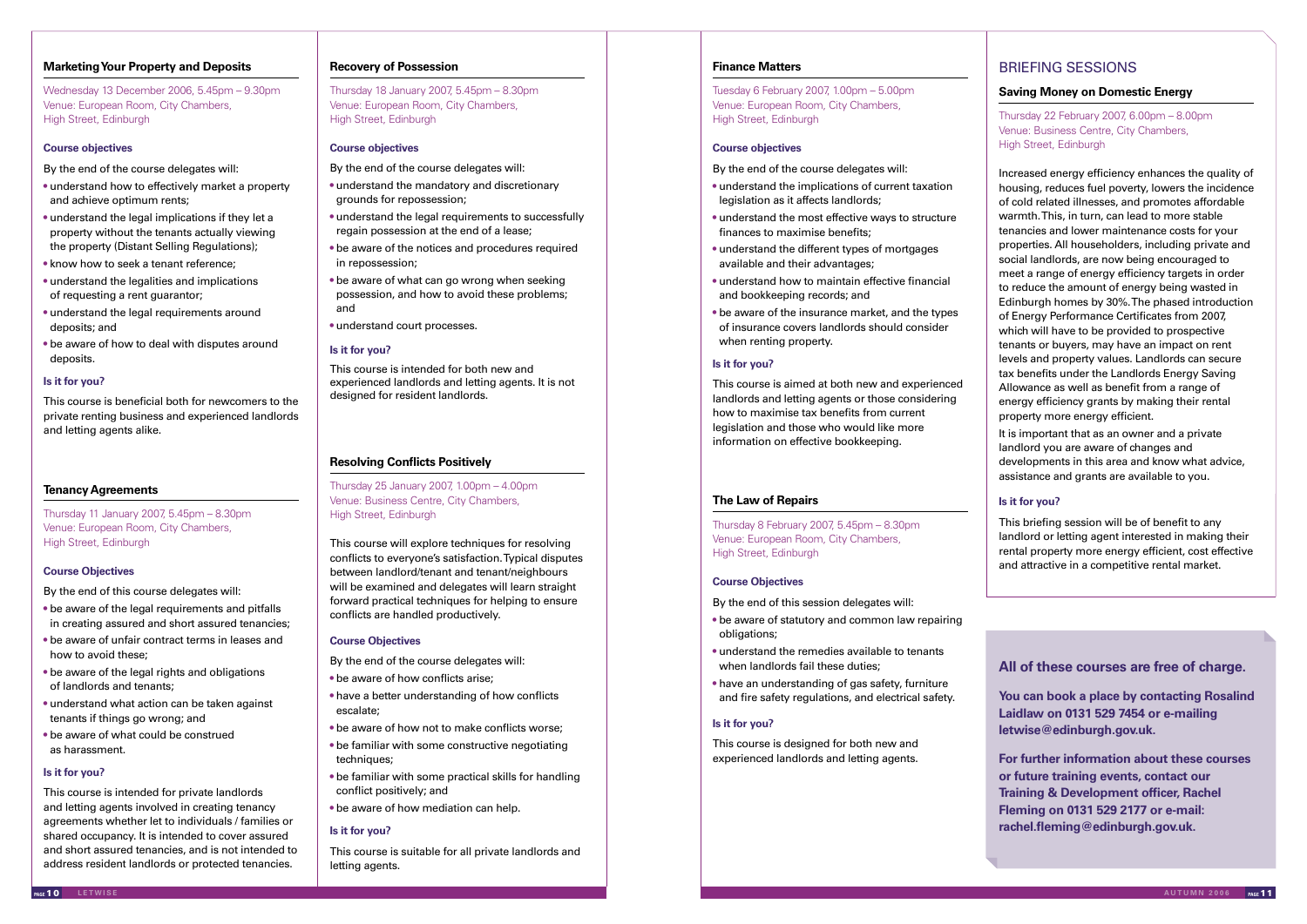## Marketing Your Property and Deposits

Wednesday 13 December 2006, 5.45pm – 9.30pm
Venue: European Room, City Chambers, High Street, Edinburgh

### Course objectives

By the end of the course delegates will:

- understand how to effectively market a property and achieve optimum rents;
- understand the legal implications if they let a property without the tenants actually viewing the property (Distant Selling Regulations);
- know how to seek a tenant reference;
- understand the legalities and implications of requesting a rent guarantor;
- understand the legal requirements around deposits; and
- be aware of how to deal with disputes around deposits.

### Is it for you?

This course is beneficial both for newcomers to the private renting business and experienced landlords and letting agents alike.

## Tenancy Agreements

Thursday 11 January 2007, 5.45pm – 8.30pm
Venue: European Room, City Chambers, High Street, Edinburgh

### Course Objectives

By the end of this course delegates will:

- be aware of the legal requirements and pitfalls in creating assured and short assured tenancies;
- be aware of unfair contract terms in leases and how to avoid these;
- be aware of the legal rights and obligations of landlords and tenants;
- understand what action can be taken against tenants if things go wrong; and
- be aware of what could be construed as harassment.

### Is it for you?

This course is intended for private landlords and letting agents involved in creating tenancy agreements whether let to individuals / families or shared occupancy. It is intended to cover assured and short assured tenancies, and is not intended to address resident landlords or protected tenancies.

## Recovery of Possession

Thursday 18 January 2007, 5.45pm – 8.30pm
Venue: European Room, City Chambers, High Street, Edinburgh

### Course objectives

By the end of the course delegates will:

- understand the mandatory and discretionary grounds for repossession;
- understand the legal requirements to successfully regain possession at the end of a lease;
- be aware of the notices and procedures required in repossession;
- be aware of what can go wrong when seeking possession, and how to avoid these problems; and
- understand court processes.

### Is it for you?

This course is intended for both new and experienced landlords and letting agents. It is not designed for resident landlords.

## Resolving Conflicts Positively

Thursday 25 January 2007, 1.00pm – 4.00pm
Venue: Business Centre, City Chambers, High Street, Edinburgh

This course will explore techniques for resolving conflicts to everyone's satisfaction. Typical disputes between landlord/tenant and tenant/neighbours will be examined and delegates will learn straight forward practical techniques for helping to ensure conflicts are handled productively.

### Course Objectives

By the end of the course delegates will:

- be aware of how conflicts arise;
- have a better understanding of how conflicts escalate;
- be aware of how not to make conflicts worse;
- be familiar with some constructive negotiating techniques;
- be familiar with some practical skills for handling conflict positively; and
- be aware of how mediation can help.

### Is it for you?

This course is suitable for all private landlords and letting agents.

## Finance Matters

Tuesday 6 February 2007, 1.00pm – 5.00pm
Venue: European Room, City Chambers, High Street, Edinburgh

### Course objectives

By the end of the course delegates will:

- understand the implications of current taxation legislation as it affects landlords;
- understand the most effective ways to structure finances to maximise benefits;
- understand the different types of mortgages available and their advantages;
- understand how to maintain effective financial and bookkeeping records; and
- be aware of the insurance market, and the types of insurance covers landlords should consider when renting property.

### Is it for you?

This course is aimed at both new and experienced landlords and letting agents or those considering how to maximise tax benefits from current legislation and those who would like more information on effective bookkeeping.

## The Law of Repairs

Thursday 8 February 2007, 5.45pm – 8.30pm
Venue: European Room, City Chambers, High Street, Edinburgh

### Course Objectives

By the end of this session delegates will:

- be aware of statutory and common law repairing obligations;
- understand the remedies available to tenants when landlords fail these duties;
- have an understanding of gas safety, furniture and fire safety regulations, and electrical safety.

### Is it for you?

This course is designed for both new and experienced landlords and letting agents.

# BRIEFING SESSIONS

## Saving Money on Domestic Energy

Thursday 22 February 2007, 6.00pm – 8.00pm
Venue: Business Centre, City Chambers, High Street, Edinburgh

Increased energy efficiency enhances the quality of housing, reduces fuel poverty, lowers the incidence of cold related illnesses, and promotes affordable warmth. This, in turn, can lead to more stable tenancies and lower maintenance costs for your properties. All householders, including private and social landlords, are now being encouraged to meet a range of energy efficiency targets in order to reduce the amount of energy being wasted in Edinburgh homes by 30%. The phased introduction of Energy Performance Certificates from 2007, which will have to be provided to prospective tenants or buyers, may have an impact on rent levels and property values. Landlords can secure tax benefits under the Landlords Energy Saving Allowance as well as benefit from a range of energy efficiency grants by making their rental property more energy efficient.

It is important that as an owner and a private landlord you are aware of changes and developments in this area and know what advice, assistance and grants are available to you.

### Is it for you?

This briefing session will be of benefit to any landlord or letting agent interested in making their rental property more energy efficient, cost effective and attractive in a competitive rental market.

**All of these courses are free of charge.**

**You can book a place by contacting Rosalind Laidlaw on 0131 529 7454 or e-mailing letwise@edinburgh.gov.uk.**

**For further information about these courses or future training events, contact our Training & Development officer, Rachel Fleming on 0131 529 2177 or e-mail: rachel.fleming@edinburgh.gov.uk.**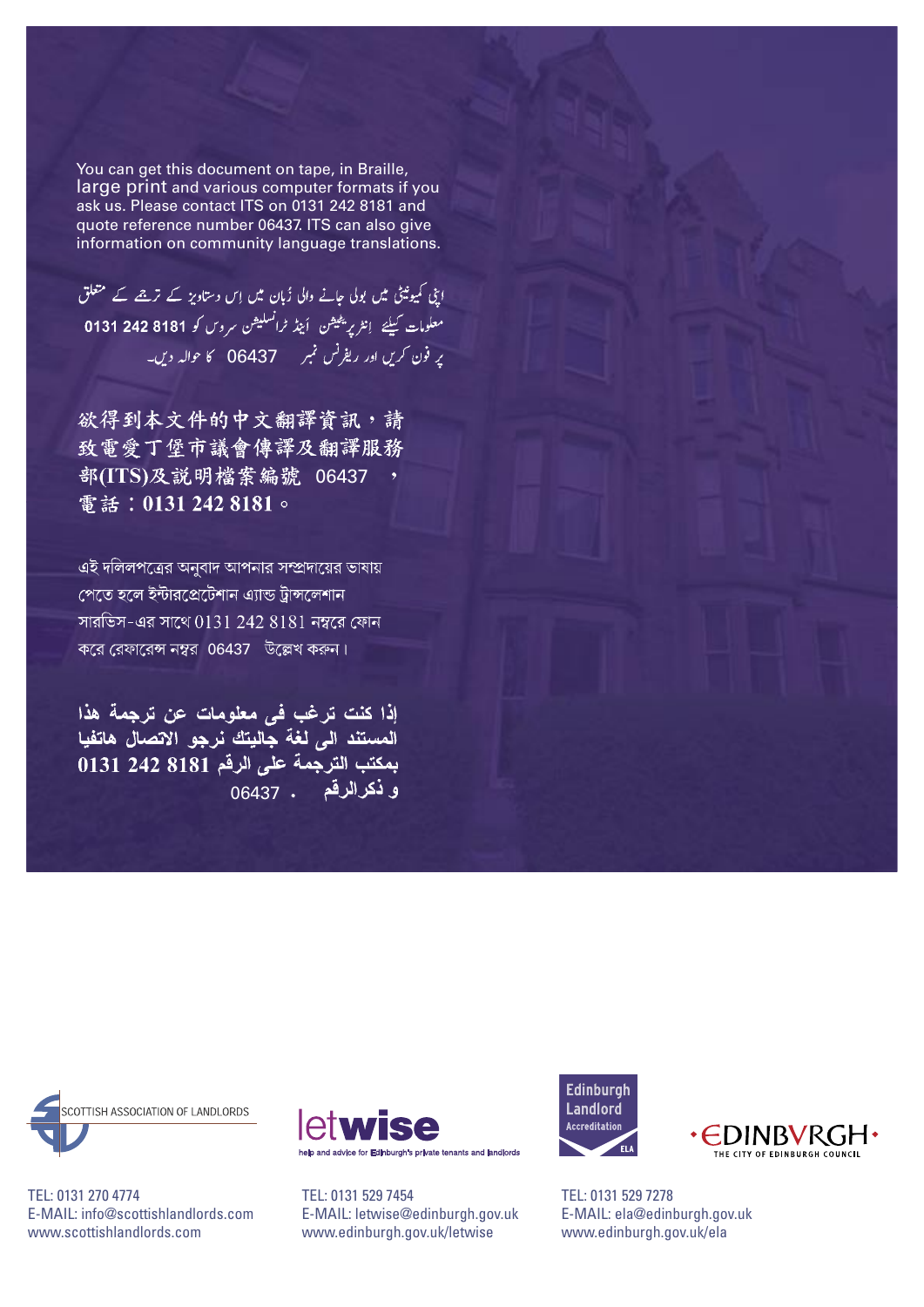You can get this document on tape, in Braille, large print and various computer formats if you ask us. Please contact ITS on 0131 242 8181 and quote reference number 06437. ITS can also give information on community language translations.

اپنی کمیونٹی میں بولی جانے والی زُبان میں اِس دستاویز کے ترجمے کے متعلق معلومات کیلئے اِنٹرپریٹیشن اَینڈ ٹرانسلیشن سروس کو 0131 242 8181 پر فون کریں اور ریفرنس نمبر 06437 کا حوالہ دیں۔

欲得到本文件的中文翻譯資訊，請致電愛丁堡市議會傳譯及翻譯服務部(ITS)及説明檔案編號 06437 ，電話：0131 242 8181。

এই দলিলপত্রের অনুবাদ আপনার সম্প্রদায়ের ভাষায় পেতে হলে ইন্টারপ্রেটেশান এ্যান্ড ট্রান্সলেশান সারভিস-এর সাথে 0131 242 8181 নম্বরে ফোন করে রেফারেন্স নম্বর 06437 উল্লেখ করুন।

إذا كنت ترغب فى معلومات عن ترجمة هذا المستند الى لغة جاليتك نرجو الاتصال هاتفيا بمكتب الترجمة على الرقم 0131 242 8181 و ذكرالرقم . 06437

SCOTTISH ASSOCIATION OF LANDLORDS

TEL: 0131 270 4774
E-MAIL: info@scottishlandlords.com
www.scottishlandlords.com

letwise
help and advice for Edinburgh's private tenants and landlords

TEL: 0131 529 7454
E-MAIL: letwise@edinburgh.gov.uk
www.edinburgh.gov.uk/letwise

Edinburgh Landlord Accreditation ELA

EDINBVRGH THE CITY OF EDINBURGH COUNCIL

TEL: 0131 529 7278
E-MAIL: ela@edinburgh.gov.uk
www.edinburgh.gov.uk/ela